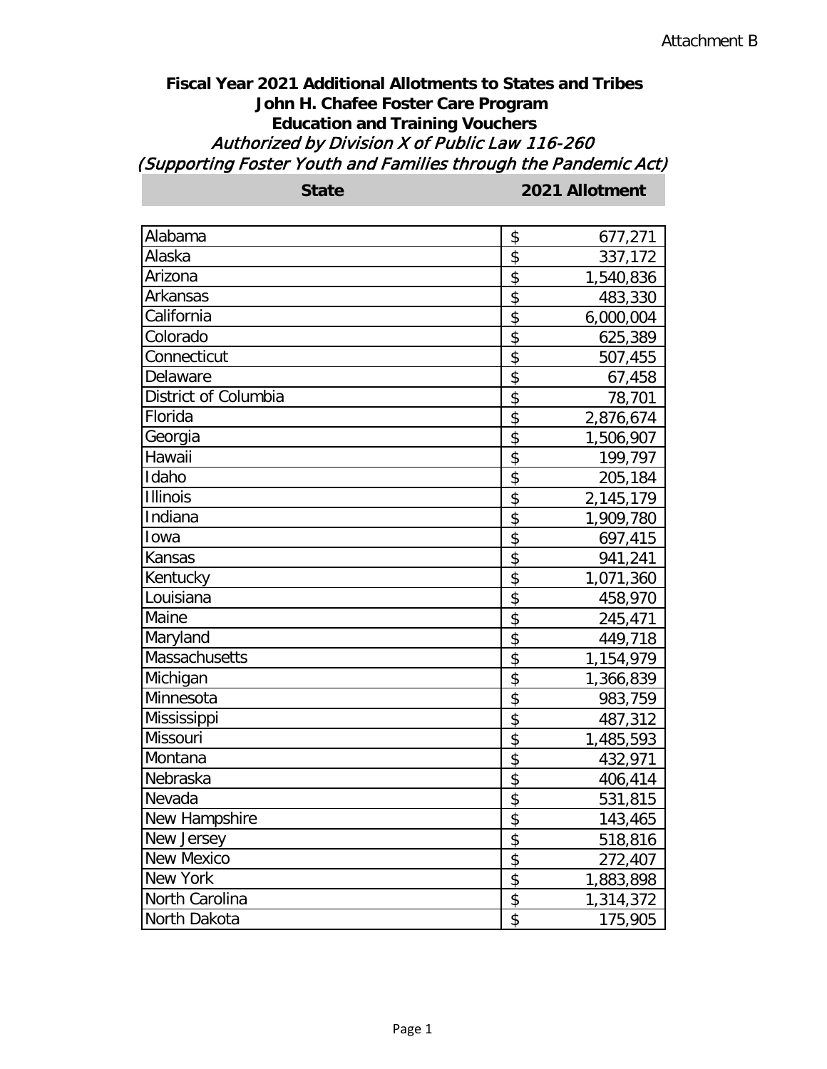Attachment B

# Fiscal Year 2021 Additional Allotments to States and Tribes
## John H. Chafee Foster Care Program
## Education and Training Vouchers
*Authorized by Division X of Public Law 116-260*
*(Supporting Foster Youth and Families through the Pandemic Act)*

| State | 2021 Allotment |
|---|---|
| Alabama | $ 677,271 |
| Alaska | $ 337,172 |
| Arizona | $ 1,540,836 |
| Arkansas | $ 483,330 |
| California | $ 6,000,004 |
| Colorado | $ 625,389 |
| Connecticut | $ 507,455 |
| Delaware | $ 67,458 |
| District of Columbia | $ 78,701 |
| Florida | $ 2,876,674 |
| Georgia | $ 1,506,907 |
| Hawaii | $ 199,797 |
| Idaho | $ 205,184 |
| Illinois | $ 2,145,179 |
| Indiana | $ 1,909,780 |
| Iowa | $ 697,415 |
| Kansas | $ 941,241 |
| Kentucky | $ 1,071,360 |
| Louisiana | $ 458,970 |
| Maine | $ 245,471 |
| Maryland | $ 449,718 |
| Massachusetts | $ 1,154,979 |
| Michigan | $ 1,366,839 |
| Minnesota | $ 983,759 |
| Mississippi | $ 487,312 |
| Missouri | $ 1,485,593 |
| Montana | $ 432,971 |
| Nebraska | $ 406,414 |
| Nevada | $ 531,815 |
| New Hampshire | $ 143,465 |
| New Jersey | $ 518,816 |
| New Mexico | $ 272,407 |
| New York | $ 1,883,898 |
| North Carolina | $ 1,314,372 |
| North Dakota | $ 175,905 |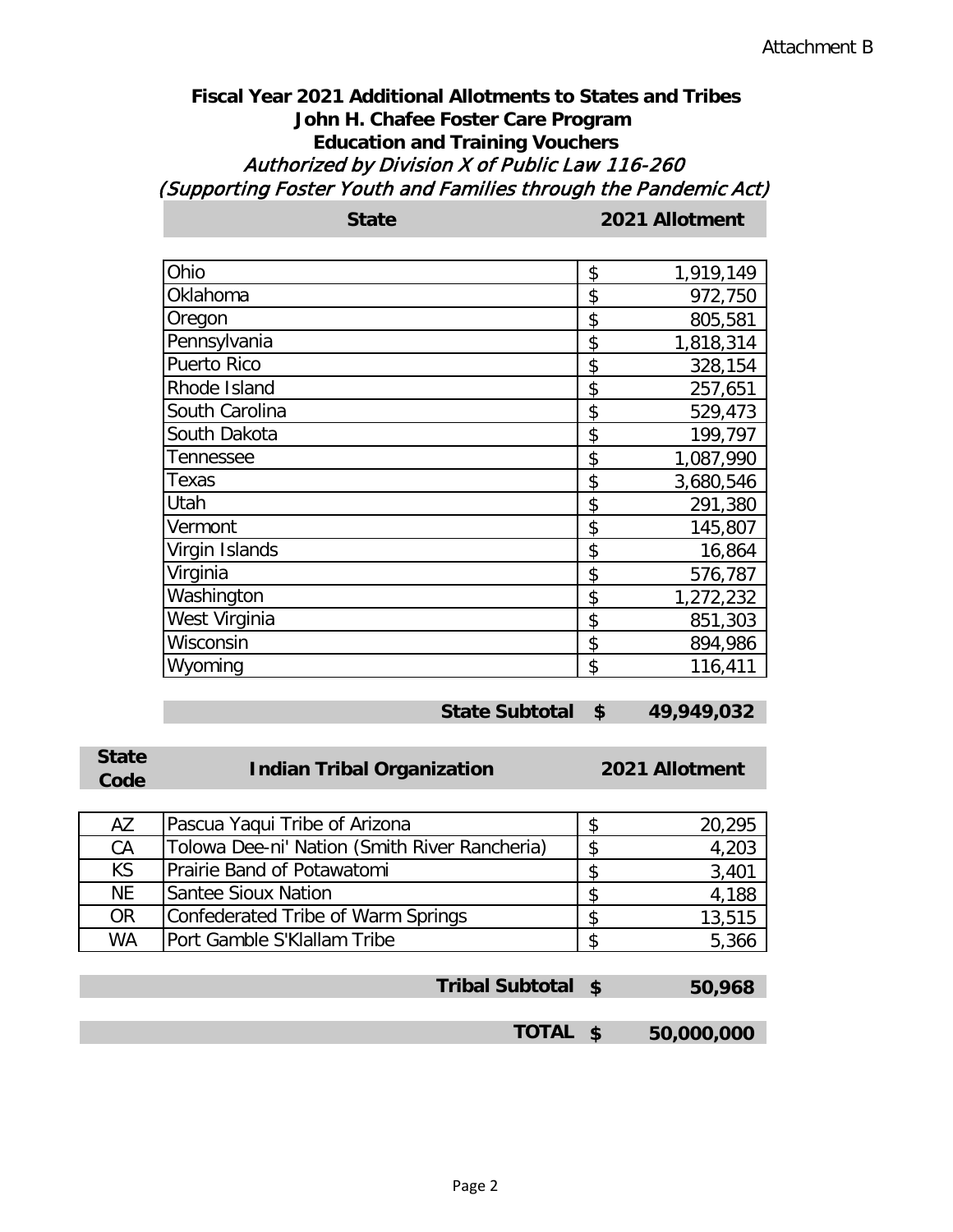Attachment B

# Fiscal Year 2021 Additional Allotments to States and Tribes
## John H. Chafee Foster Care Program
## Education and Training Vouchers
*Authorized by Division X of Public Law 116-260*
*(Supporting Foster Youth and Families through the Pandemic Act)*

| State | 2021 Allotment |
|---|---|
| Ohio | $ 1,919,149 |
| Oklahoma | $ 972,750 |
| Oregon | $ 805,581 |
| Pennsylvania | $ 1,818,314 |
| Puerto Rico | $ 328,154 |
| Rhode Island | $ 257,651 |
| South Carolina | $ 529,473 |
| South Dakota | $ 199,797 |
| Tennessee | $ 1,087,990 |
| Texas | $ 3,680,546 |
| Utah | $ 291,380 |
| Vermont | $ 145,807 |
| Virgin Islands | $ 16,864 |
| Virginia | $ 576,787 |
| Washington | $ 1,272,232 |
| West Virginia | $ 851,303 |
| Wisconsin | $ 894,986 |
| Wyoming | $ 116,411 |
| **State Subtotal** | **$ 49,949,032** |

| State Code | Indian Tribal Organization | 2021 Allotment |
|---|---|---|
| AZ | Pascua Yaqui Tribe of Arizona | $ 20,295 |
| CA | Tolowa Dee-ni' Nation (Smith River Rancheria) | $ 4,203 |
| KS | Prairie Band of Potawatomi | $ 3,401 |
| NE | Santee Sioux Nation | $ 4,188 |
| OR | Confederated Tribe of Warm Springs | $ 13,515 |
| WA | Port Gamble S'Klallam Tribe | $ 5,366 |
| | **Tribal Subtotal** | **$ 50,968** |
| | **TOTAL** | **$ 50,000,000** |